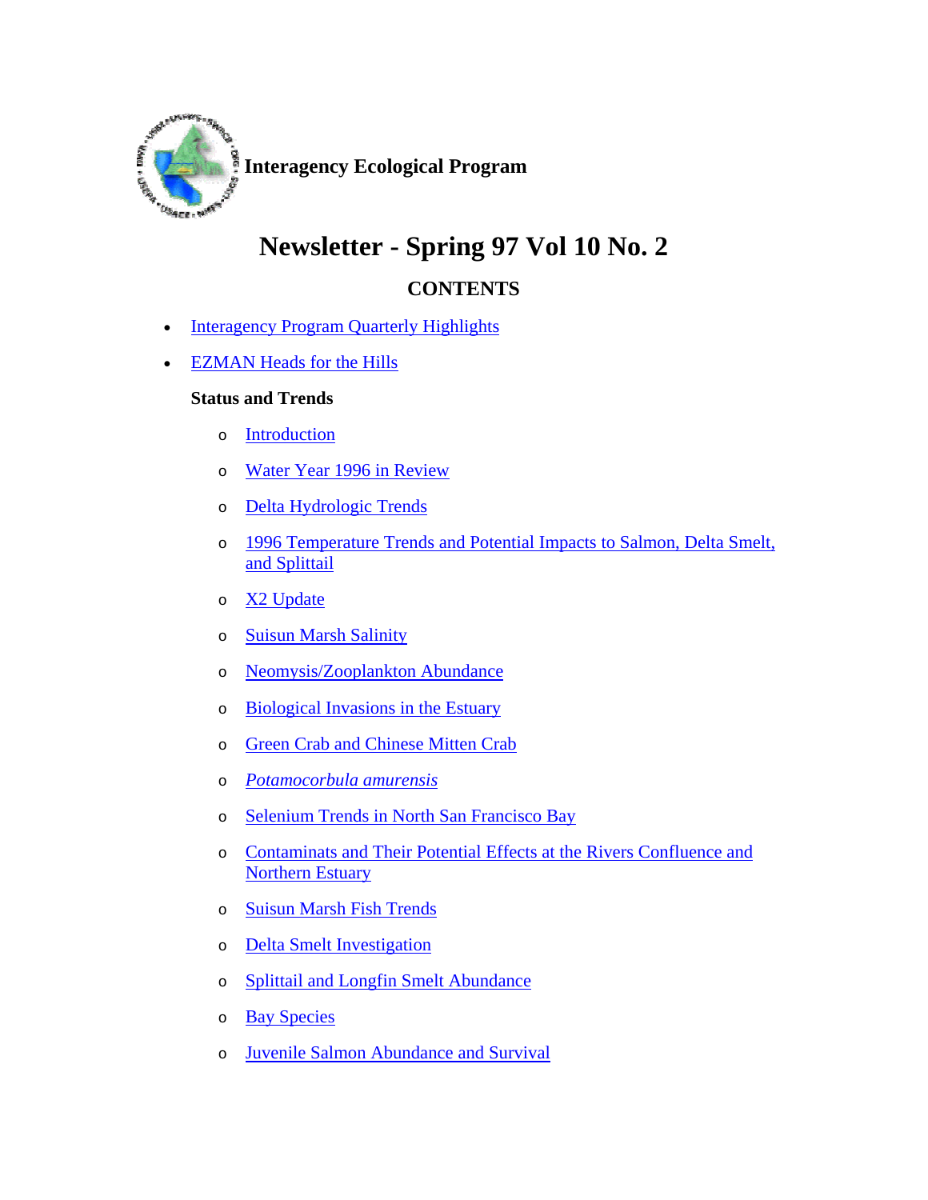**Interagency Ecological Program**

# Newsletter - Spring 97 Vol 10 No. 2

## CONTENTS

- Interagency Program Quarterly Highlights
- EZMAN Heads for the Hills

  **Status and Trends**

  - Introduction
  - Water Year 1996 in Review
  - Delta Hydrologic Trends
  - 1996 Temperature Trends and Potential Impacts to Salmon, Delta Smelt, and Splittail
  - X2 Update
  - Suisun Marsh Salinity
  - Neomysis/Zooplankton Abundance
  - Biological Invasions in the Estuary
  - Green Crab and Chinese Mitten Crab
  - *Potamocorbula amurensis*
  - Selenium Trends in North San Francisco Bay
  - Contaminats and Their Potential Effects at the Rivers Confluence and Northern Estuary
  - Suisun Marsh Fish Trends
  - Delta Smelt Investigation
  - Splittail and Longfin Smelt Abundance
  - Bay Species
  - Juvenile Salmon Abundance and Survival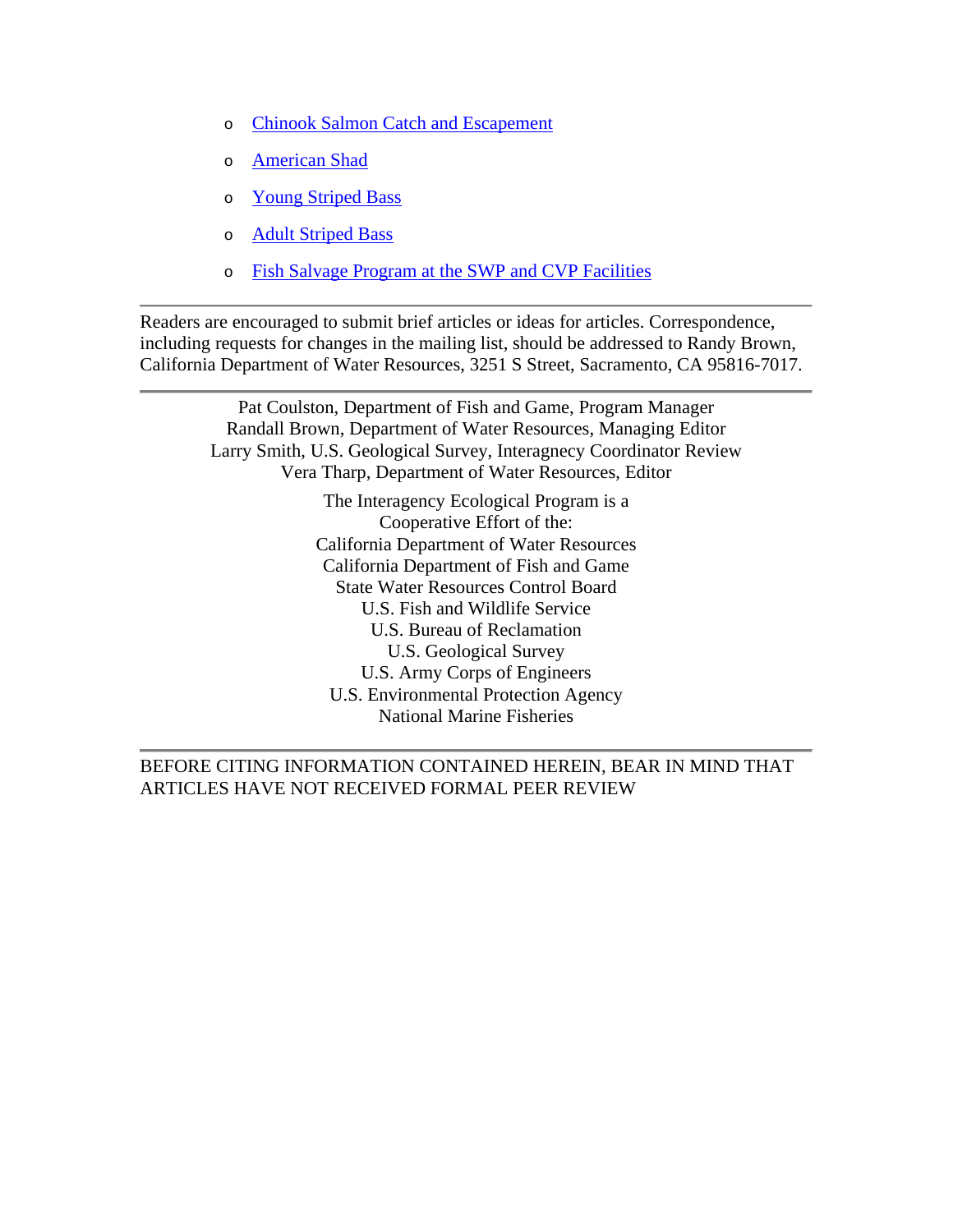- Chinook Salmon Catch and Escapement
- American Shad
- Young Striped Bass
- Adult Striped Bass
- Fish Salvage Program at the SWP and CVP Facilities

---

Readers are encouraged to submit brief articles or ideas for articles. Correspondence, including requests for changes in the mailing list, should be addressed to Randy Brown, California Department of Water Resources, 3251 S Street, Sacramento, CA 95816-7017.

---

Pat Coulston, Department of Fish and Game, Program Manager
Randall Brown, Department of Water Resources, Managing Editor
Larry Smith, U.S. Geological Survey, Interagnecy Coordinator Review
Vera Tharp, Department of Water Resources, Editor

The Interagency Ecological Program is a
Cooperative Effort of the:
California Department of Water Resources
California Department of Fish and Game
State Water Resources Control Board
U.S. Fish and Wildlife Service
U.S. Bureau of Reclamation
U.S. Geological Survey
U.S. Army Corps of Engineers
U.S. Environmental Protection Agency
National Marine Fisheries

---

BEFORE CITING INFORMATION CONTAINED HEREIN, BEAR IN MIND THAT ARTICLES HAVE NOT RECEIVED FORMAL PEER REVIEW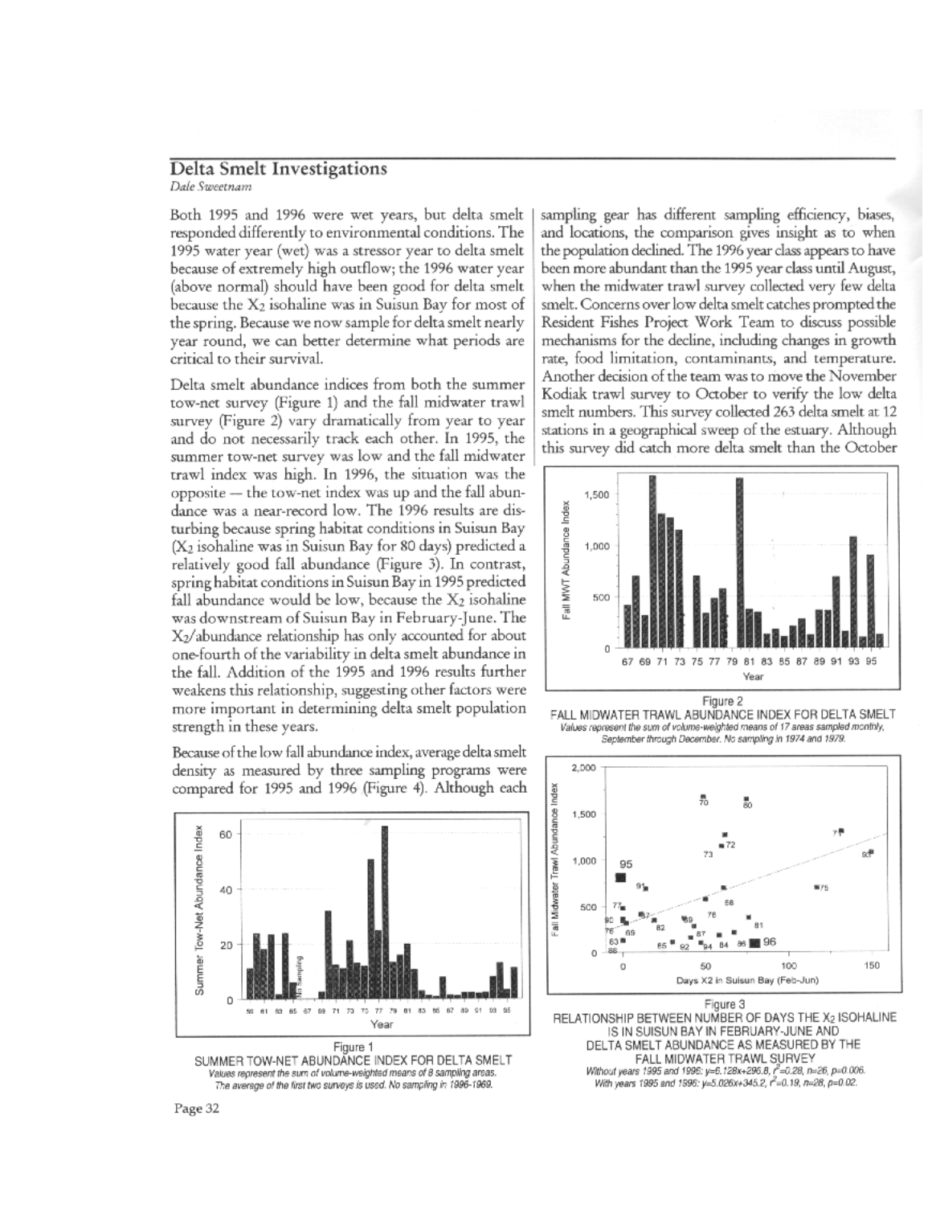## Delta Smelt Investigations

*Dale Sweetnam*

Both 1995 and 1996 were wet years, but delta smelt responded differently to environmental conditions. The 1995 water year (wet) was a stressor year to delta smelt because of extremely high outflow; the 1996 water year (above normal) should have been good for delta smelt because the $X_2$ isohaline was in Suisun Bay for most of the spring. Because we now sample for delta smelt nearly year round, we can better determine what periods are critical to their survival.

Delta smelt abundance indices from both the summer tow-net survey (Figure 1) and the fall midwater trawl survey (Figure 2) vary dramatically from year to year and do not necessarily track each other. In 1995, the summer tow-net survey was low and the fall midwater trawl index was high. In 1996, the situation was the opposite — the tow-net index was up and the fall abundance was a near-record low. The 1996 results are disturbing because spring habitat conditions in Suisun Bay ($X_2$ isohaline was in Suisun Bay for 80 days) predicted a relatively good fall abundance (Figure 3). In contrast, spring habitat conditions in Suisun Bay in 1995 predicted fall abundance would be low, because the $X_2$ isohaline was downstream of Suisun Bay in February-June. The $X_2$/abundance relationship has only accounted for about one-fourth of the variability in delta smelt abundance in the fall. Addition of the 1995 and 1996 results further weakens this relationship, suggesting other factors were more important in determining delta smelt population strength in these years.

Because of the low fall abundance index, average delta smelt density as measured by three sampling programs were compared for 1995 and 1996 (Figure 4). Although each sampling gear has different sampling efficiency, biases, and locations, the comparison gives insight as to when the population declined. The 1996 year class appears to have been more abundant than the 1995 year class until August, when the midwater trawl survey collected very few delta smelt. Concerns over low delta smelt catches prompted the Resident Fishes Project Work Team to discuss possible mechanisms for the decline, including changes in growth rate, food limitation, contaminants, and temperature. Another decision of the team was to move the November Kodiak trawl survey to October to verify the low delta smelt numbers. This survey collected 263 delta smelt at 12 stations in a geographical sweep of the estuary. Although this survey did catch more delta smelt than the October

Figure 1
SUMMER TOW-NET ABUNDANCE INDEX FOR DELTA SMELT
*Values represent the sum of volume-weighted means of 8 sampling areas. The average of the first two surveys is used. No sampling in 1966-1969.*

Figure 2
FALL MIDWATER TRAWL ABUNDANCE INDEX FOR DELTA SMELT
*Values represent the sum of volume-weighted means of 17 areas sampled monthly, September through December. No sampling in 1974 and 1979.*

Figure 3
RELATIONSHIP BETWEEN NUMBER OF DAYS THE $X_2$ ISOHALINE IS IN SUISUN BAY IN FEBRUARY-JUNE AND DELTA SMELT ABUNDANCE AS MEASURED BY THE FALL MIDWATER TRAWL SURVEY
*Without years 1995 and 1996: $y=6.128x+296.8$, $r^2=0.28$, $n=26$, $p=0.006$.*
*With years 1995 and 1996: $y=5.026x+345.2$, $r^2=0.19$, $n=28$, $p=0.02$.*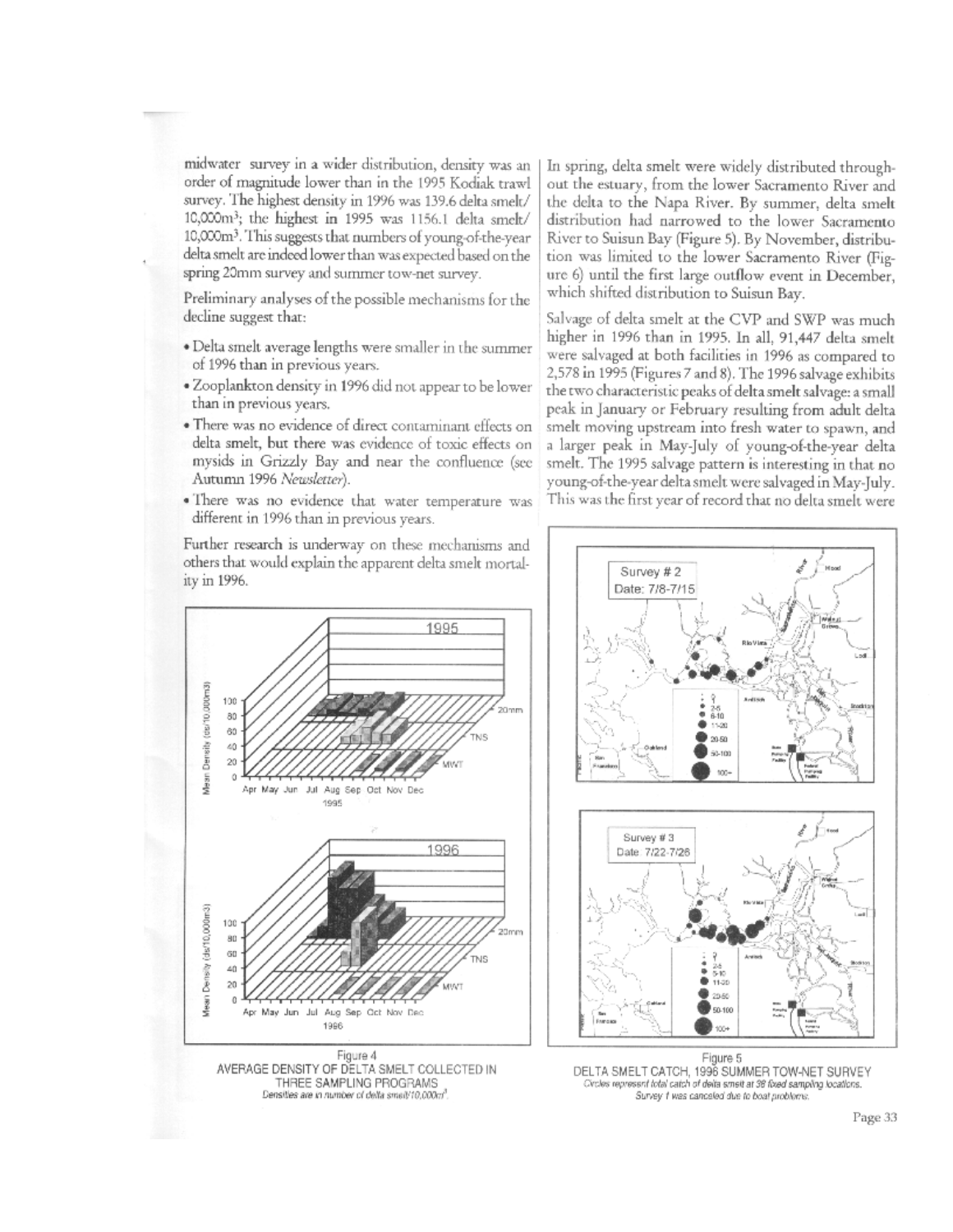midwater survey in a wider distribution, density was an order of magnitude lower than in the 1995 Kodiak trawl survey. The highest density in 1996 was 139.6 delta smelt/ 10,000m$^3$; the highest in 1995 was 1156.1 delta smelt/ 10,000m$^3$. This suggests that numbers of young-of-the-year delta smelt are indeed lower than was expected based on the spring 20mm survey and summer tow-net survey.

Preliminary analyses of the possible mechanisms for the decline suggest that:

- Delta smelt average lengths were smaller in the summer of 1996 than in previous years.
- Zooplankton density in 1996 did not appear to be lower than in previous years.
- There was no evidence of direct contaminant effects on delta smelt, but there was evidence of toxic effects on mysids in Grizzly Bay and near the confluence (see Autumn 1996 *Newsletter*).
- There was no evidence that water temperature was different in 1996 than in previous years.

Further research is underway on these mechanisms and others that would explain the apparent delta smelt mortality in 1996.

Figure 4
AVERAGE DENSITY OF DELTA SMELT COLLECTED IN THREE SAMPLING PROGRAMS
Densities are in number of delta smelt/10,000m$^3$.

In spring, delta smelt were widely distributed throughout the estuary, from the lower Sacramento River and the delta to the Napa River. By summer, delta smelt distribution had narrowed to the lower Sacramento River to Suisun Bay (Figure 5). By November, distribution was limited to the lower Sacramento River (Figure 6) until the first large outflow event in December, which shifted distribution to Suisun Bay.

Salvage of delta smelt at the CVP and SWP was much higher in 1996 than in 1995. In all, 91,447 delta smelt were salvaged at both facilities in 1996 as compared to 2,578 in 1995 (Figures 7 and 8). The 1996 salvage exhibits the two characteristic peaks of delta smelt salvage: a small peak in January or February resulting from adult delta smelt moving upstream into fresh water to spawn, and a larger peak in May-July of young-of-the-year delta smelt. The 1995 salvage pattern is interesting in that no young-of-the-year delta smelt were salvaged in May-July. This was the first year of record that no delta smelt were

Figure 5
DELTA SMELT CATCH, 1996 SUMMER TOW-NET SURVEY
Circles represent total catch of delta smelt at 38 fixed sampling locations.
Survey 1 was canceled due to boat problems.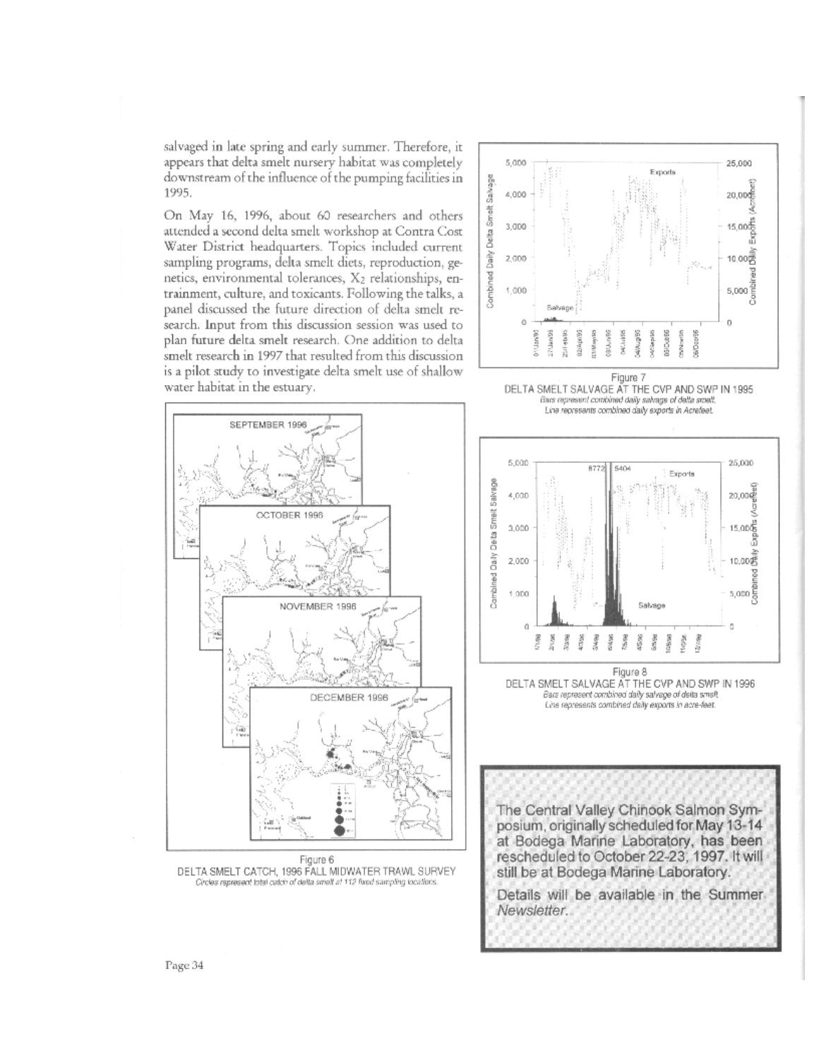salvaged in late spring and early summer. Therefore, it appears that delta smelt nursery habitat was completely downstream of the influence of the pumping facilities in 1995.

On May 16, 1996, about 60 researchers and others attended a second delta smelt workshop at Contra Costa Water District headquarters. Topics included current sampling programs, delta smelt diets, reproduction, genetics, environmental tolerances, $X_2$ relationships, entrainment, culture, and toxicants. Following the talks, a panel discussed the future direction of delta smelt research. Input from this discussion session was used to plan future delta smelt research. One addition to delta smelt research in 1997 that resulted from this discussion is a pilot study to investigate delta smelt use of shallow water habitat in the estuary.

SEPTEMBER 1996

OCTOBER 1996

NOVEMBER 1996

DECEMBER 1996

Figure 6
DELTA SMELT CATCH, 1996 FALL MIDWATER TRAWL SURVEY
*Circles represent total catch of delta smelt at 112 fixed sampling locations.*

5,000
4,000
3,000
2,000
1,000
0
Combined Daily Delta Smelt Salvage
Exports
Salvage
25,000
20,000
15,000
10,000
5,000
0
Combined Daily Exports (Acrefeet)

Figure 7
DELTA SMELT SALVAGE AT THE CVP AND SWP IN 1995
*Bars represent combined daily salvage of delta smelt.*
*Line represents combined daily exports in Acrefeet.*

5,000
4,000
3,000
2,000
1,000
0
Combined Daily Delta Smelt Salvage
8772
5404
Exports
Salvage
25,000
20,000
15,000
10,000
5,000
0
Combined Daily Exports (Acrefeet)

Figure 8
DELTA SMELT SALVAGE AT THE CVP AND SWP IN 1996
*Bars represent combined daily salvage of delta smelt.*
*Line represents combined daily exports in acre-feet.*

The Central Valley Chinook Salmon Symposium, originally scheduled for May 13-14 at Bodega Marine Laboratory, has been rescheduled to October 22-23, 1997. It will still be at Bodega Marine Laboratory.

Details will be available in the Summer *Newsletter*.